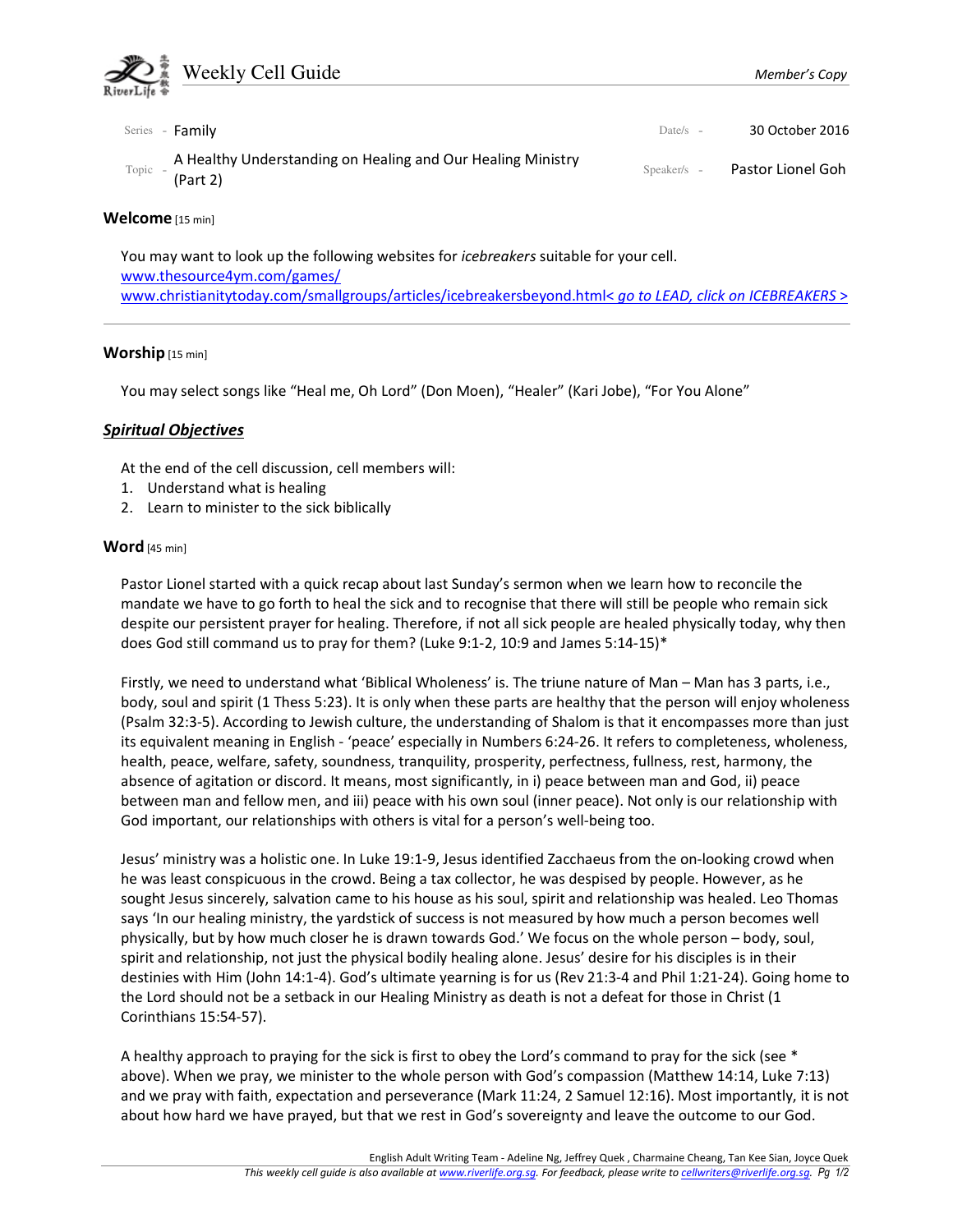# Weekly Cell Guide

*Member's Copy*

Series - Family

Date/s - 30 October 2016

Topic - A Healthy Understanding on Healing and Our Healing Ministry (Part 2)

Speaker/s - Pastor Lionel Goh

## Welcome [15 min]

You may want to look up the following websites for *icebreakers* suitable for your cell.
www.thesource4ym.com/games/
www.christianitytoday.com/smallgroups/articles/icebreakersbeyond.html< *go to LEAD, click on ICEBREAKERS >*

---

## Worship [15 min]

You may select songs like "Heal me, Oh Lord" (Don Moen), "Healer" (Kari Jobe), "For You Alone"

## ***Spiritual Objectives***

At the end of the cell discussion, cell members will:

1. Understand what is healing
2. Learn to minister to the sick biblically

## Word [45 min]

Pastor Lionel started with a quick recap about last Sunday's sermon when we learn how to reconcile the mandate we have to go forth to heal the sick and to recognise that there will still be people who remain sick despite our persistent prayer for healing. Therefore, if not all sick people are healed physically today, why then does God still command us to pray for them? (Luke 9:1-2, 10:9 and James 5:14-15)*

Firstly, we need to understand what 'Biblical Wholeness' is. The triune nature of Man – Man has 3 parts, i.e., body, soul and spirit (1 Thess 5:23). It is only when these parts are healthy that the person will enjoy wholeness (Psalm 32:3-5). According to Jewish culture, the understanding of Shalom is that it encompasses more than just its equivalent meaning in English - 'peace' especially in Numbers 6:24-26. It refers to completeness, wholeness, health, peace, welfare, safety, soundness, tranquility, prosperity, perfectness, fullness, rest, harmony, the absence of agitation or discord. It means, most significantly, in i) peace between man and God, ii) peace between man and fellow men, and iii) peace with his own soul (inner peace). Not only is our relationship with God important, our relationships with others is vital for a person's well-being too.

Jesus' ministry was a holistic one. In Luke 19:1-9, Jesus identified Zacchaeus from the on-looking crowd when he was least conspicuous in the crowd. Being a tax collector, he was despised by people. However, as he sought Jesus sincerely, salvation came to his house as his soul, spirit and relationship was healed. Leo Thomas says 'In our healing ministry, the yardstick of success is not measured by how much a person becomes well physically, but by how much closer he is drawn towards God.' We focus on the whole person – body, soul, spirit and relationship, not just the physical bodily healing alone. Jesus' desire for his disciples is in their destinies with Him (John 14:1-4). God's ultimate yearning is for us (Rev 21:3-4 and Phil 1:21-24). Going home to the Lord should not be a setback in our Healing Ministry as death is not a defeat for those in Christ (1 Corinthians 15:54-57).

A healthy approach to praying for the sick is first to obey the Lord's command to pray for the sick (see * above). When we pray, we minister to the whole person with God's compassion (Matthew 14:14, Luke 7:13) and we pray with faith, expectation and perseverance (Mark 11:24, 2 Samuel 12:16). Most importantly, it is not about how hard we have prayed, but that we rest in God's sovereignty and leave the outcome to our God.

English Adult Writing Team - Adeline Ng, Jeffrey Quek , Charmaine Cheang, Tan Kee Sian, Joyce Quek
*This weekly cell guide is also available at www.riverlife.org.sg. For feedback, please write to cellwriters@riverlife.org.sg.*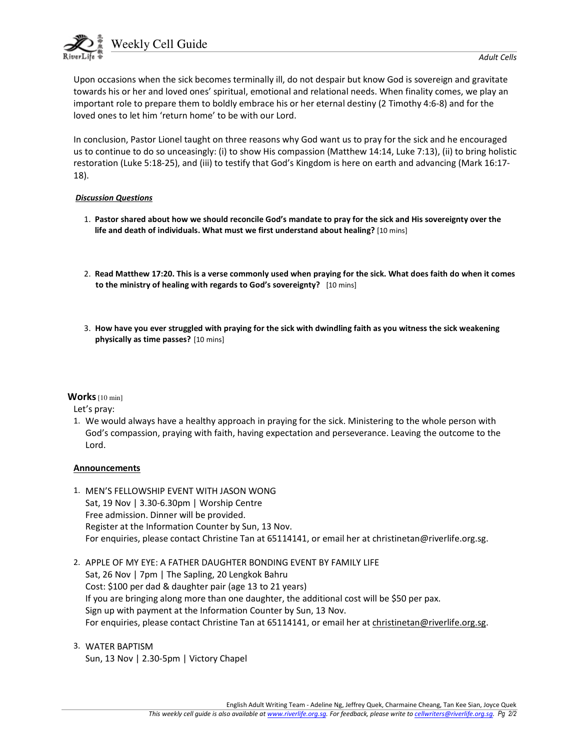Upon occasions when the sick becomes terminally ill, do not despair but know God is sovereign and gravitate towards his or her and loved ones' spiritual, emotional and relational needs. When finality comes, we play an important role to prepare them to boldly embrace his or her eternal destiny (2 Timothy 4:6-8) and for the loved ones to let him 'return home' to be with our Lord.

In conclusion, Pastor Lionel taught on three reasons why God want us to pray for the sick and he encouraged us to continue to do so unceasingly: (i) to show His compassion (Matthew 14:14, Luke 7:13), (ii) to bring holistic restoration (Luke 5:18-25), and (iii) to testify that God's Kingdom is here on earth and advancing (Mark 16:17-18).

***Discussion Questions***

1. **Pastor shared about how we should reconcile God's mandate to pray for the sick and His sovereignty over the life and death of individuals. What must we first understand about healing?** [10 mins]

2. **Read Matthew 17:20. This is a verse commonly used when praying for the sick. What does faith do when it comes to the ministry of healing with regards to God's sovereignty?** [10 mins]

3. **How have you ever struggled with praying for the sick with dwindling faith as you witness the sick weakening physically as time passes?** [10 mins]

**Works** [10 min]

Let's pray:

1. We would always have a healthy approach in praying for the sick. Ministering to the whole person with God's compassion, praying with faith, having expectation and perseverance. Leaving the outcome to the Lord.

**Announcements**

1. MEN'S FELLOWSHIP EVENT WITH JASON WONG
   Sat, 19 Nov | 3.30-6.30pm | Worship Centre
   Free admission. Dinner will be provided.
   Register at the Information Counter by Sun, 13 Nov.
   For enquiries, please contact Christine Tan at 65114141, or email her at christinetan@riverlife.org.sg.

2. APPLE OF MY EYE: A FATHER DAUGHTER BONDING EVENT BY FAMILY LIFE
   Sat, 26 Nov | 7pm | The Sapling, 20 Lengkok Bahru
   Cost: $100 per dad & daughter pair (age 13 to 21 years)
   If you are bringing along more than one daughter, the additional cost will be $50 per pax.
   Sign up with payment at the Information Counter by Sun, 13 Nov.
   For enquiries, please contact Christine Tan at 65114141, or email her at christinetan@riverlife.org.sg.

3. WATER BAPTISM
   Sun, 13 Nov | 2.30-5pm | Victory Chapel

English Adult Writing Team - Adeline Ng, Jeffrey Quek, Charmaine Cheang, Tan Kee Sian, Joyce Quek

*This weekly cell guide is also available at www.riverlife.org.sg. For feedback, please write to cellwriters@riverlife.org.sg.*